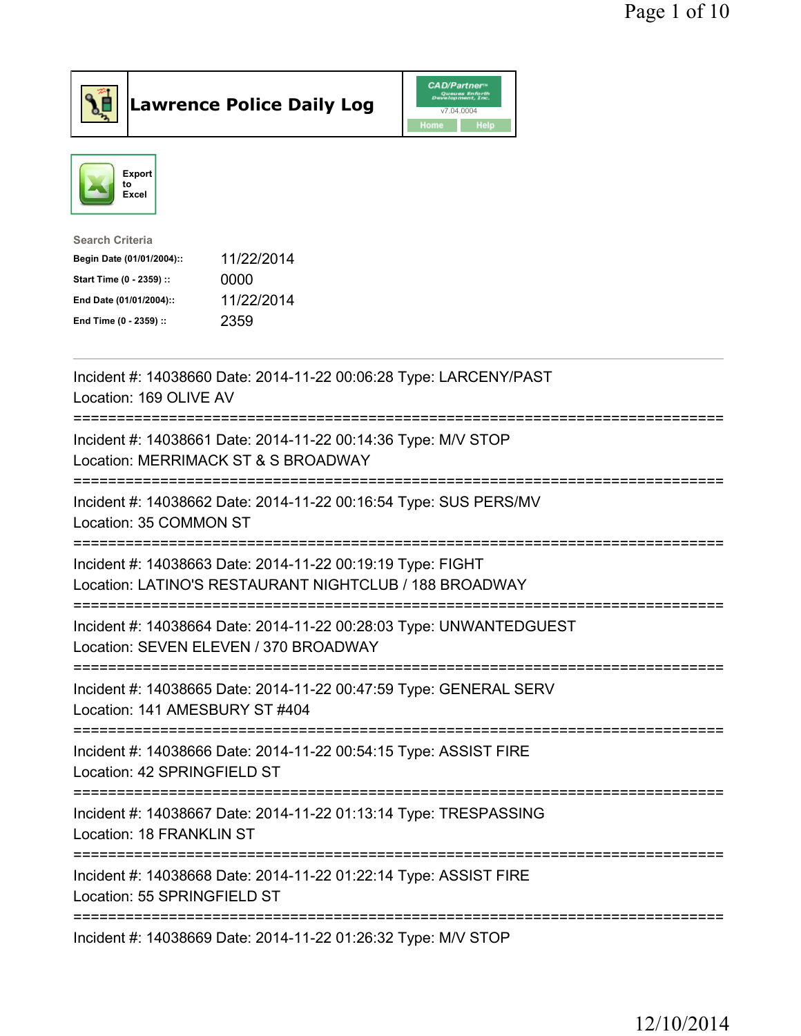# Lawrence Police Daily Log

CAD/Partner v7.04.0004

Home | Help

Export to Excel

**Search Criteria**

| | |
|---|---|
| **Begin Date (01/01/2004)::** | 11/22/2014 |
| **Start Time (0 - 2359) ::** | 0000 |
| **End Date (01/01/2004)::** | 11/22/2014 |
| **End Time (0 - 2359) ::** | 2359 |

---

Incident #: 14038660 Date: 2014-11-22 00:06:28 Type: LARCENY/PAST
Location: 169 OLIVE AV

===========================================================================

Incident #: 14038661 Date: 2014-11-22 00:14:36 Type: M/V STOP
Location: MERRIMACK ST & S BROADWAY

===========================================================================

Incident #: 14038662 Date: 2014-11-22 00:16:54 Type: SUS PERS/MV
Location: 35 COMMON ST

===========================================================================

Incident #: 14038663 Date: 2014-11-22 00:19:19 Type: FIGHT
Location: LATINO'S RESTAURANT NIGHTCLUB / 188 BROADWAY

===========================================================================

Incident #: 14038664 Date: 2014-11-22 00:28:03 Type: UNWANTEDGUEST
Location: SEVEN ELEVEN / 370 BROADWAY

===========================================================================

Incident #: 14038665 Date: 2014-11-22 00:47:59 Type: GENERAL SERV
Location: 141 AMESBURY ST #404

===========================================================================

Incident #: 14038666 Date: 2014-11-22 00:54:15 Type: ASSIST FIRE
Location: 42 SPRINGFIELD ST

===========================================================================

Incident #: 14038667 Date: 2014-11-22 01:13:14 Type: TRESPASSING
Location: 18 FRANKLIN ST

===========================================================================

Incident #: 14038668 Date: 2014-11-22 01:22:14 Type: ASSIST FIRE
Location: 55 SPRINGFIELD ST

===========================================================================

Incident #: 14038669 Date: 2014-11-22 01:26:32 Type: M/V STOP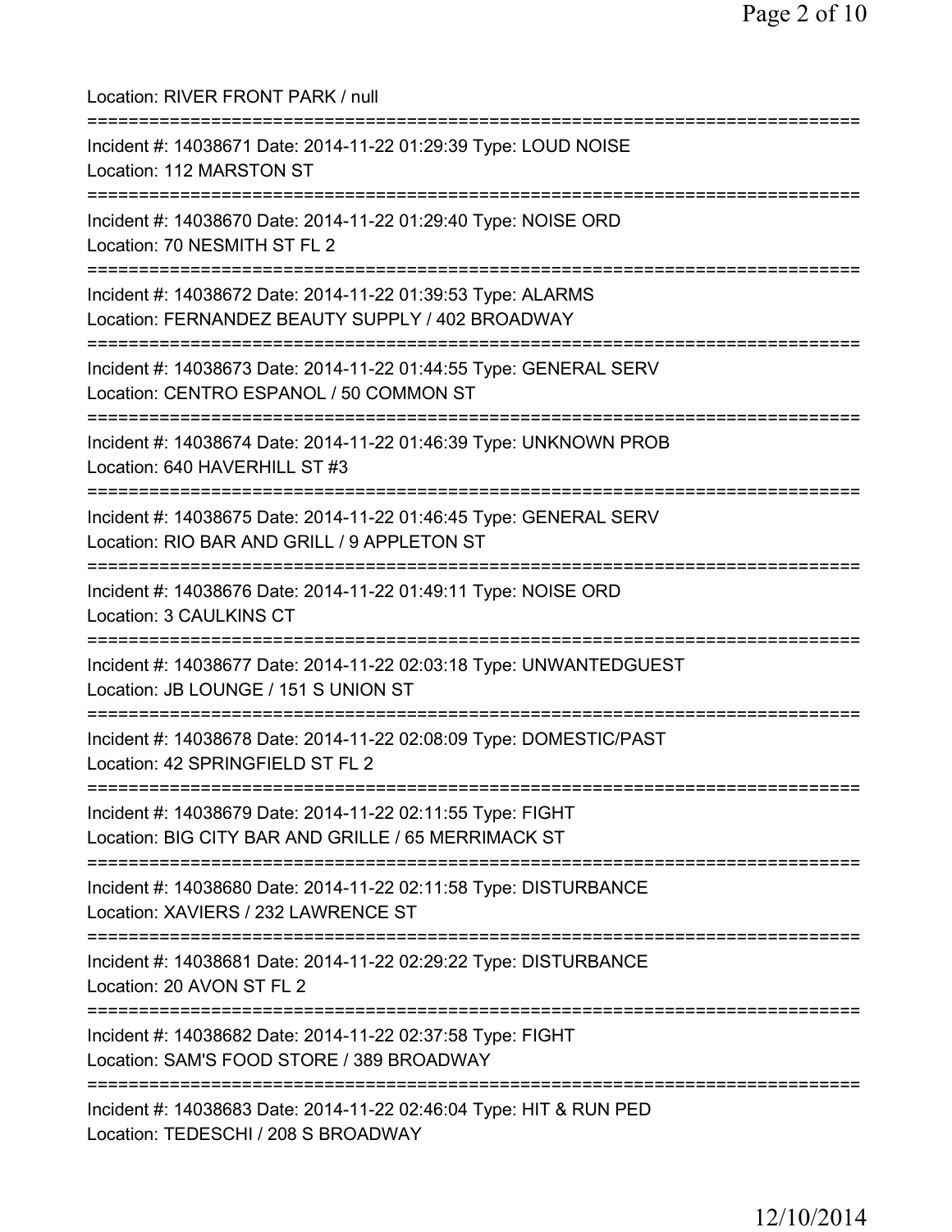Location: RIVER FRONT PARK / null

===========================================================================

Incident #: 14038671 Date: 2014-11-22 01:29:39 Type: LOUD NOISE
Location: 112 MARSTON ST

===========================================================================

Incident #: 14038670 Date: 2014-11-22 01:29:40 Type: NOISE ORD
Location: 70 NESMITH ST FL 2

===========================================================================

Incident #: 14038672 Date: 2014-11-22 01:39:53 Type: ALARMS
Location: FERNANDEZ BEAUTY SUPPLY / 402 BROADWAY

===========================================================================

Incident #: 14038673 Date: 2014-11-22 01:44:55 Type: GENERAL SERV
Location: CENTRO ESPANOL / 50 COMMON ST

===========================================================================

Incident #: 14038674 Date: 2014-11-22 01:46:39 Type: UNKNOWN PROB
Location: 640 HAVERHILL ST #3

===========================================================================

Incident #: 14038675 Date: 2014-11-22 01:46:45 Type: GENERAL SERV
Location: RIO BAR AND GRILL / 9 APPLETON ST

===========================================================================

Incident #: 14038676 Date: 2014-11-22 01:49:11 Type: NOISE ORD
Location: 3 CAULKINS CT

===========================================================================

Incident #: 14038677 Date: 2014-11-22 02:03:18 Type: UNWANTEDGUEST
Location: JB LOUNGE / 151 S UNION ST

===========================================================================

Incident #: 14038678 Date: 2014-11-22 02:08:09 Type: DOMESTIC/PAST
Location: 42 SPRINGFIELD ST FL 2

===========================================================================

Incident #: 14038679 Date: 2014-11-22 02:11:55 Type: FIGHT
Location: BIG CITY BAR AND GRILLE / 65 MERRIMACK ST

===========================================================================

Incident #: 14038680 Date: 2014-11-22 02:11:58 Type: DISTURBANCE
Location: XAVIERS / 232 LAWRENCE ST

===========================================================================

Incident #: 14038681 Date: 2014-11-22 02:29:22 Type: DISTURBANCE
Location: 20 AVON ST FL 2

===========================================================================

Incident #: 14038682 Date: 2014-11-22 02:37:58 Type: FIGHT
Location: SAM'S FOOD STORE / 389 BROADWAY

===========================================================================

Incident #: 14038683 Date: 2014-11-22 02:46:04 Type: HIT & RUN PED
Location: TEDESCHI / 208 S BROADWAY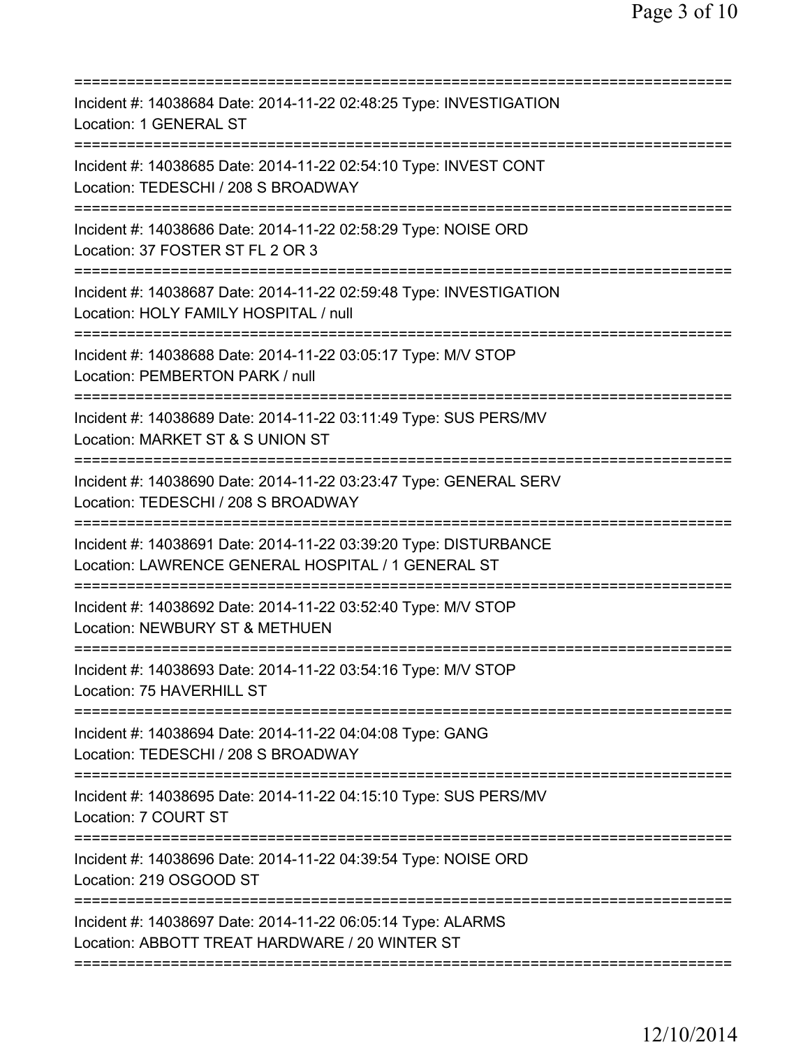===========================================================================

Incident #: 14038684 Date: 2014-11-22 02:48:25 Type: INVESTIGATION
Location: 1 GENERAL ST

===========================================================================

Incident #: 14038685 Date: 2014-11-22 02:54:10 Type: INVEST CONT
Location: TEDESCHI / 208 S BROADWAY

===========================================================================

Incident #: 14038686 Date: 2014-11-22 02:58:29 Type: NOISE ORD
Location: 37 FOSTER ST FL 2 OR 3

===========================================================================

Incident #: 14038687 Date: 2014-11-22 02:59:48 Type: INVESTIGATION
Location: HOLY FAMILY HOSPITAL / null

===========================================================================

Incident #: 14038688 Date: 2014-11-22 03:05:17 Type: M/V STOP
Location: PEMBERTON PARK / null

===========================================================================

Incident #: 14038689 Date: 2014-11-22 03:11:49 Type: SUS PERS/MV
Location: MARKET ST & S UNION ST

===========================================================================

Incident #: 14038690 Date: 2014-11-22 03:23:47 Type: GENERAL SERV
Location: TEDESCHI / 208 S BROADWAY

===========================================================================

Incident #: 14038691 Date: 2014-11-22 03:39:20 Type: DISTURBANCE
Location: LAWRENCE GENERAL HOSPITAL / 1 GENERAL ST

===========================================================================

Incident #: 14038692 Date: 2014-11-22 03:52:40 Type: M/V STOP
Location: NEWBURY ST & METHUEN

===========================================================================

Incident #: 14038693 Date: 2014-11-22 03:54:16 Type: M/V STOP
Location: 75 HAVERHILL ST

===========================================================================

Incident #: 14038694 Date: 2014-11-22 04:04:08 Type: GANG
Location: TEDESCHI / 208 S BROADWAY

===========================================================================

Incident #: 14038695 Date: 2014-11-22 04:15:10 Type: SUS PERS/MV
Location: 7 COURT ST

===========================================================================

Incident #: 14038696 Date: 2014-11-22 04:39:54 Type: NOISE ORD
Location: 219 OSGOOD ST

===========================================================================

Incident #: 14038697 Date: 2014-11-22 06:05:14 Type: ALARMS
Location: ABBOTT TREAT HARDWARE / 20 WINTER ST

===========================================================================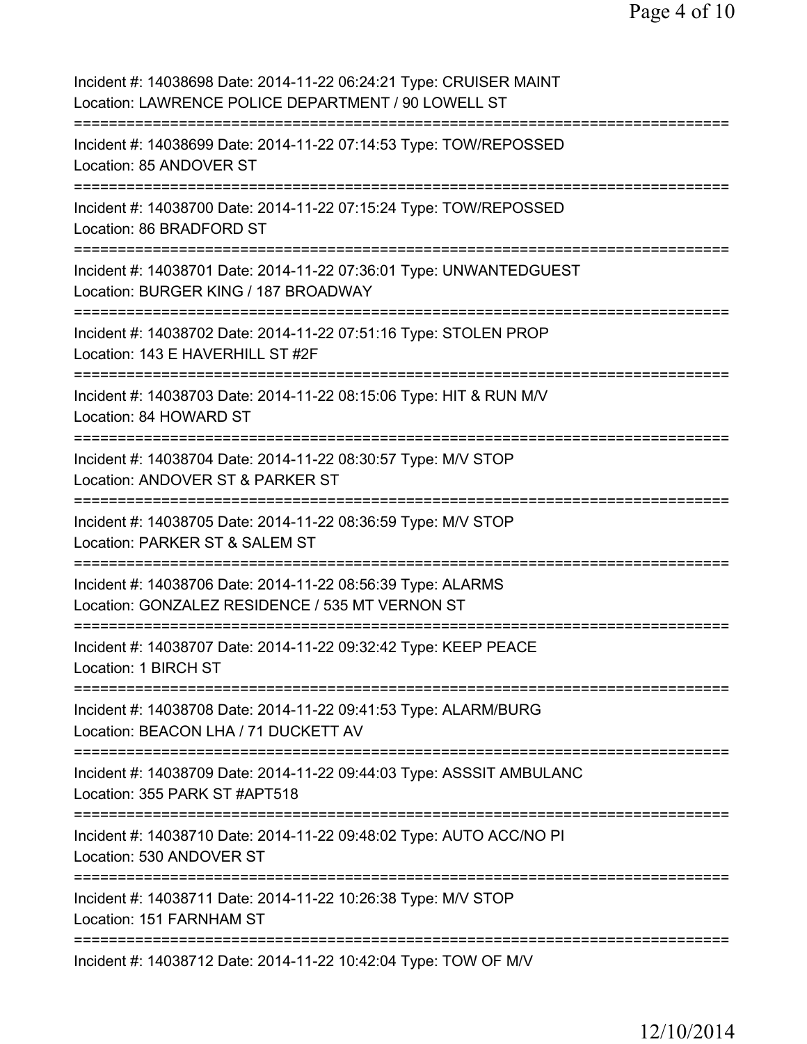Incident #: 14038698 Date: 2014-11-22 06:24:21 Type: CRUISER MAINT
Location: LAWRENCE POLICE DEPARTMENT / 90 LOWELL ST

===========================================================================

Incident #: 14038699 Date: 2014-11-22 07:14:53 Type: TOW/REPOSSED
Location: 85 ANDOVER ST

===========================================================================

Incident #: 14038700 Date: 2014-11-22 07:15:24 Type: TOW/REPOSSED
Location: 86 BRADFORD ST

===========================================================================

Incident #: 14038701 Date: 2014-11-22 07:36:01 Type: UNWANTEDGUEST
Location: BURGER KING / 187 BROADWAY

===========================================================================

Incident #: 14038702 Date: 2014-11-22 07:51:16 Type: STOLEN PROP
Location: 143 E HAVERHILL ST #2F

===========================================================================

Incident #: 14038703 Date: 2014-11-22 08:15:06 Type: HIT & RUN M/V
Location: 84 HOWARD ST

===========================================================================

Incident #: 14038704 Date: 2014-11-22 08:30:57 Type: M/V STOP
Location: ANDOVER ST & PARKER ST

===========================================================================

Incident #: 14038705 Date: 2014-11-22 08:36:59 Type: M/V STOP
Location: PARKER ST & SALEM ST

===========================================================================

Incident #: 14038706 Date: 2014-11-22 08:56:39 Type: ALARMS
Location: GONZALEZ RESIDENCE / 535 MT VERNON ST

===========================================================================

Incident #: 14038707 Date: 2014-11-22 09:32:42 Type: KEEP PEACE
Location: 1 BIRCH ST

===========================================================================

Incident #: 14038708 Date: 2014-11-22 09:41:53 Type: ALARM/BURG
Location: BEACON LHA / 71 DUCKETT AV

===========================================================================

Incident #: 14038709 Date: 2014-11-22 09:44:03 Type: ASSSIT AMBULANC
Location: 355 PARK ST #APT518

===========================================================================

Incident #: 14038710 Date: 2014-11-22 09:48:02 Type: AUTO ACC/NO PI
Location: 530 ANDOVER ST

===========================================================================

Incident #: 14038711 Date: 2014-11-22 10:26:38 Type: M/V STOP
Location: 151 FARNHAM ST

===========================================================================

Incident #: 14038712 Date: 2014-11-22 10:42:04 Type: TOW OF M/V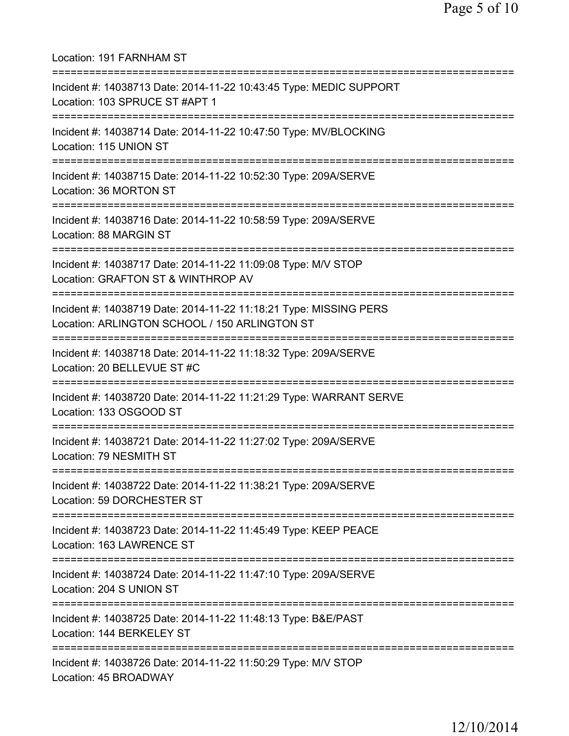Location: 191 FARNHAM ST

===========================================================================

Incident #: 14038713 Date: 2014-11-22 10:43:45 Type: MEDIC SUPPORT
Location: 103 SPRUCE ST #APT 1

===========================================================================

Incident #: 14038714 Date: 2014-11-22 10:47:50 Type: MV/BLOCKING
Location: 115 UNION ST

===========================================================================

Incident #: 14038715 Date: 2014-11-22 10:52:30 Type: 209A/SERVE
Location: 36 MORTON ST

===========================================================================

Incident #: 14038716 Date: 2014-11-22 10:58:59 Type: 209A/SERVE
Location: 88 MARGIN ST

===========================================================================

Incident #: 14038717 Date: 2014-11-22 11:09:08 Type: M/V STOP
Location: GRAFTON ST & WINTHROP AV

===========================================================================

Incident #: 14038719 Date: 2014-11-22 11:18:21 Type: MISSING PERS
Location: ARLINGTON SCHOOL / 150 ARLINGTON ST

===========================================================================

Incident #: 14038718 Date: 2014-11-22 11:18:32 Type: 209A/SERVE
Location: 20 BELLEVUE ST #C

===========================================================================

Incident #: 14038720 Date: 2014-11-22 11:21:29 Type: WARRANT SERVE
Location: 133 OSGOOD ST

===========================================================================

Incident #: 14038721 Date: 2014-11-22 11:27:02 Type: 209A/SERVE
Location: 79 NESMITH ST

===========================================================================

Incident #: 14038722 Date: 2014-11-22 11:38:21 Type: 209A/SERVE
Location: 59 DORCHESTER ST

===========================================================================

Incident #: 14038723 Date: 2014-11-22 11:45:49 Type: KEEP PEACE
Location: 163 LAWRENCE ST

===========================================================================

Incident #: 14038724 Date: 2014-11-22 11:47:10 Type: 209A/SERVE
Location: 204 S UNION ST

===========================================================================

Incident #: 14038725 Date: 2014-11-22 11:48:13 Type: B&E/PAST
Location: 144 BERKELEY ST

===========================================================================

Incident #: 14038726 Date: 2014-11-22 11:50:29 Type: M/V STOP
Location: 45 BROADWAY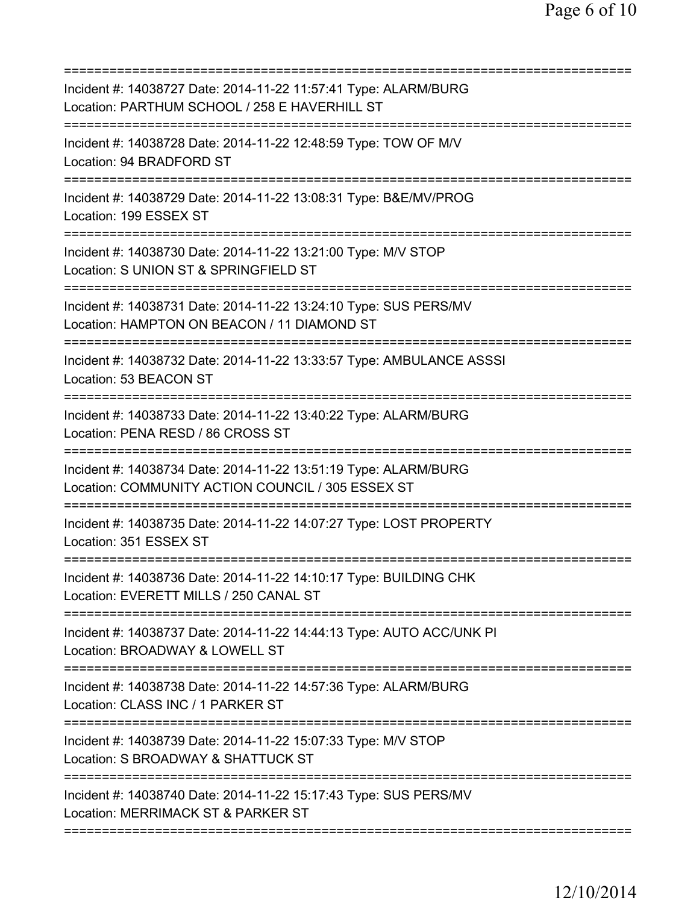===========================================================================
Incident #: 14038727 Date: 2014-11-22 11:57:41 Type: ALARM/BURG
Location: PARTHUM SCHOOL / 258 E HAVERHILL ST
===========================================================================
Incident #: 14038728 Date: 2014-11-22 12:48:59 Type: TOW OF M/V
Location: 94 BRADFORD ST
===========================================================================
Incident #: 14038729 Date: 2014-11-22 13:08:31 Type: B&E/MV/PROG
Location: 199 ESSEX ST
===========================================================================
Incident #: 14038730 Date: 2014-11-22 13:21:00 Type: M/V STOP
Location: S UNION ST & SPRINGFIELD ST
===========================================================================
Incident #: 14038731 Date: 2014-11-22 13:24:10 Type: SUS PERS/MV
Location: HAMPTON ON BEACON / 11 DIAMOND ST
===========================================================================
Incident #: 14038732 Date: 2014-11-22 13:33:57 Type: AMBULANCE ASSSI
Location: 53 BEACON ST
===========================================================================
Incident #: 14038733 Date: 2014-11-22 13:40:22 Type: ALARM/BURG
Location: PENA RESD / 86 CROSS ST
===========================================================================
Incident #: 14038734 Date: 2014-11-22 13:51:19 Type: ALARM/BURG
Location: COMMUNITY ACTION COUNCIL / 305 ESSEX ST
===========================================================================
Incident #: 14038735 Date: 2014-11-22 14:07:27 Type: LOST PROPERTY
Location: 351 ESSEX ST
===========================================================================
Incident #: 14038736 Date: 2014-11-22 14:10:17 Type: BUILDING CHK
Location: EVERETT MILLS / 250 CANAL ST
===========================================================================
Incident #: 14038737 Date: 2014-11-22 14:44:13 Type: AUTO ACC/UNK PI
Location: BROADWAY & LOWELL ST
===========================================================================
Incident #: 14038738 Date: 2014-11-22 14:57:36 Type: ALARM/BURG
Location: CLASS INC / 1 PARKER ST
===========================================================================
Incident #: 14038739 Date: 2014-11-22 15:07:33 Type: M/V STOP
Location: S BROADWAY & SHATTUCK ST
===========================================================================
Incident #: 14038740 Date: 2014-11-22 15:17:43 Type: SUS PERS/MV
Location: MERRIMACK ST & PARKER ST
===========================================================================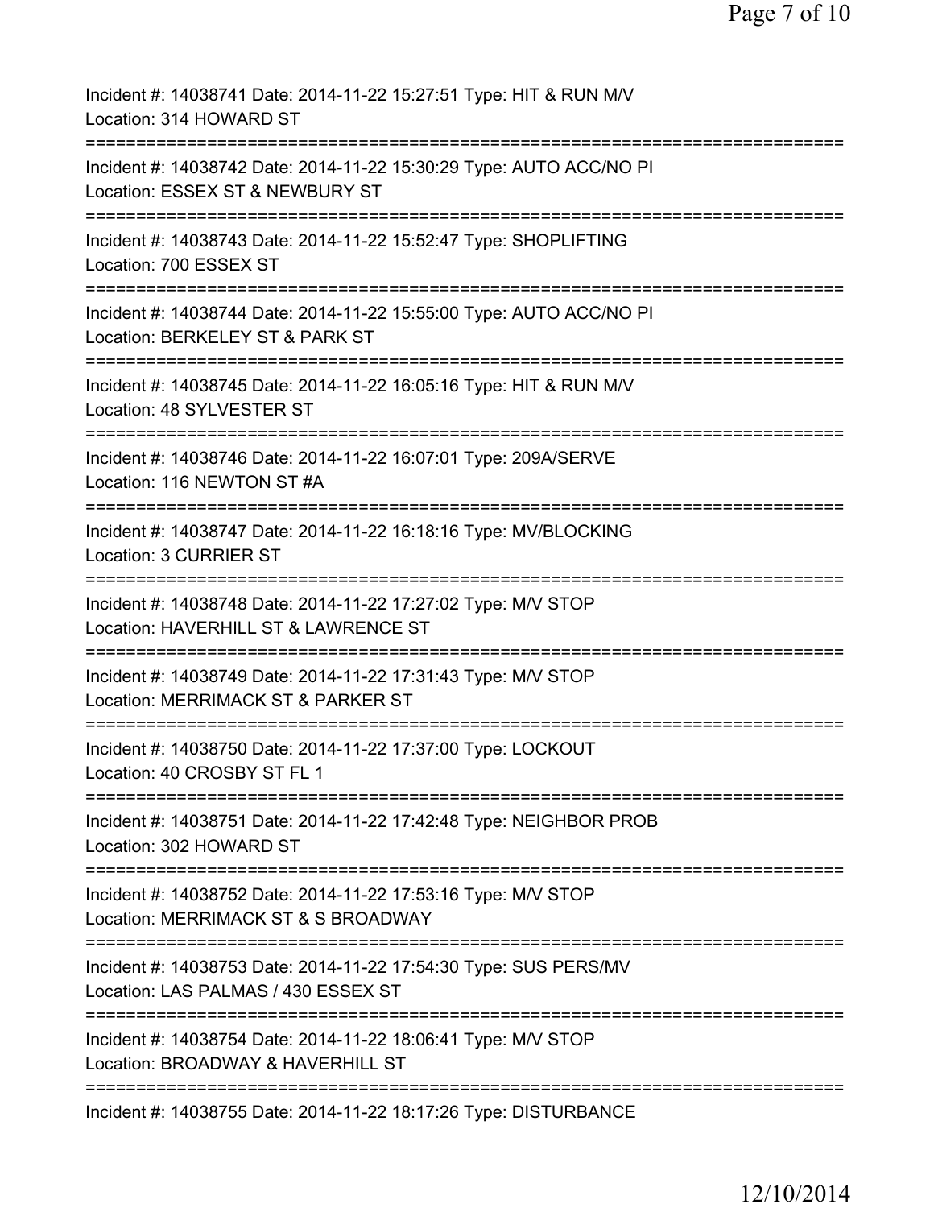Incident #: 14038741 Date: 2014-11-22 15:27:51 Type: HIT & RUN M/V
Location: 314 HOWARD ST
===========================================================================
Incident #: 14038742 Date: 2014-11-22 15:30:29 Type: AUTO ACC/NO PI
Location: ESSEX ST & NEWBURY ST
===========================================================================
Incident #: 14038743 Date: 2014-11-22 15:52:47 Type: SHOPLIFTING
Location: 700 ESSEX ST
===========================================================================
Incident #: 14038744 Date: 2014-11-22 15:55:00 Type: AUTO ACC/NO PI
Location: BERKELEY ST & PARK ST
===========================================================================
Incident #: 14038745 Date: 2014-11-22 16:05:16 Type: HIT & RUN M/V
Location: 48 SYLVESTER ST
===========================================================================
Incident #: 14038746 Date: 2014-11-22 16:07:01 Type: 209A/SERVE
Location: 116 NEWTON ST #A
===========================================================================
Incident #: 14038747 Date: 2014-11-22 16:18:16 Type: MV/BLOCKING
Location: 3 CURRIER ST
===========================================================================
Incident #: 14038748 Date: 2014-11-22 17:27:02 Type: M/V STOP
Location: HAVERHILL ST & LAWRENCE ST
===========================================================================
Incident #: 14038749 Date: 2014-11-22 17:31:43 Type: M/V STOP
Location: MERRIMACK ST & PARKER ST
===========================================================================
Incident #: 14038750 Date: 2014-11-22 17:37:00 Type: LOCKOUT
Location: 40 CROSBY ST FL 1
===========================================================================
Incident #: 14038751 Date: 2014-11-22 17:42:48 Type: NEIGHBOR PROB
Location: 302 HOWARD ST
===========================================================================
Incident #: 14038752 Date: 2014-11-22 17:53:16 Type: M/V STOP
Location: MERRIMACK ST & S BROADWAY
===========================================================================
Incident #: 14038753 Date: 2014-11-22 17:54:30 Type: SUS PERS/MV
Location: LAS PALMAS / 430 ESSEX ST
===========================================================================
Incident #: 14038754 Date: 2014-11-22 18:06:41 Type: M/V STOP
Location: BROADWAY & HAVERHILL ST
===========================================================================
Incident #: 14038755 Date: 2014-11-22 18:17:26 Type: DISTURBANCE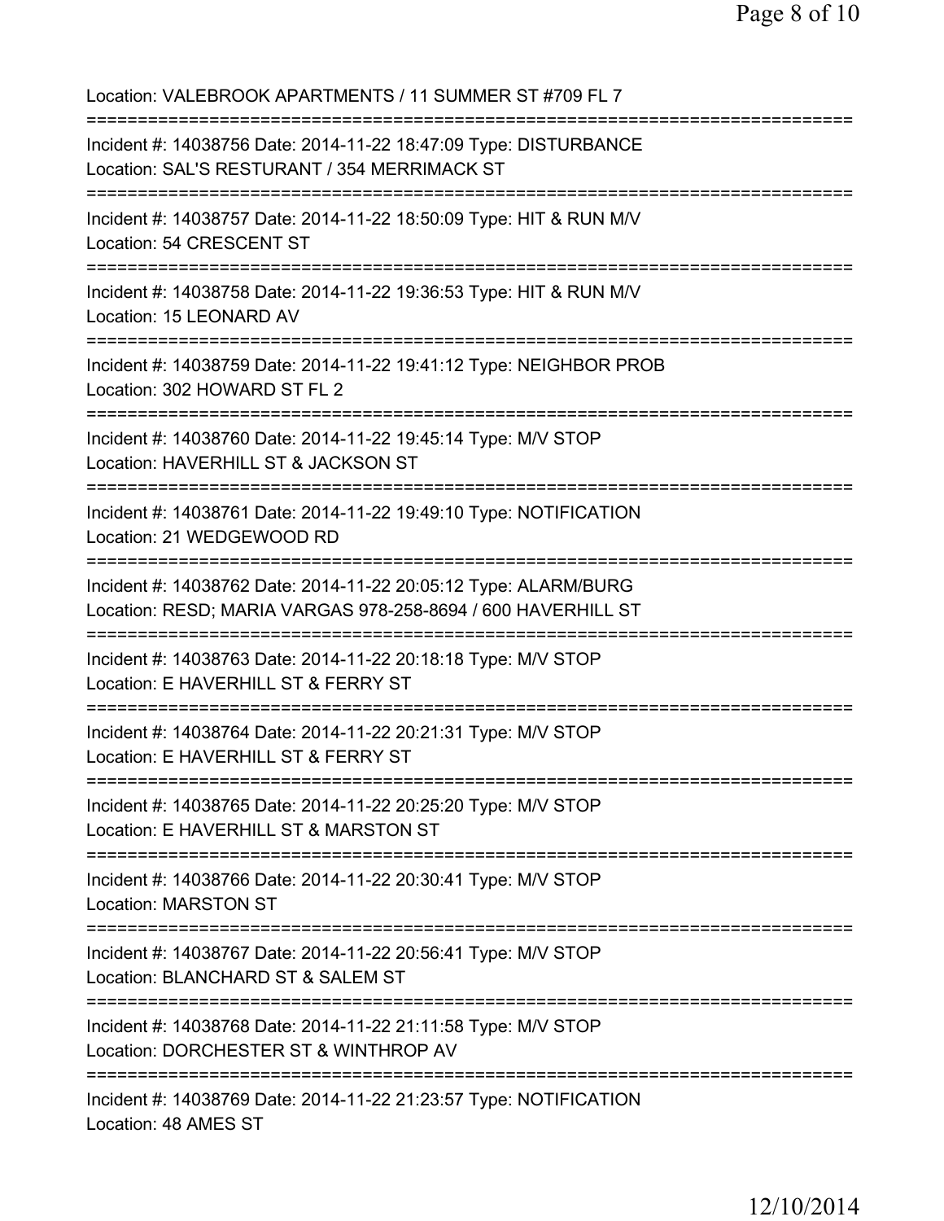Location: VALEBROOK APARTMENTS / 11 SUMMER ST #709 FL 7

===========================================================================

Incident #: 14038756 Date: 2014-11-22 18:47:09 Type: DISTURBANCE
Location: SAL'S RESTURANT / 354 MERRIMACK ST

===========================================================================

Incident #: 14038757 Date: 2014-11-22 18:50:09 Type: HIT & RUN M/V
Location: 54 CRESCENT ST

===========================================================================

Incident #: 14038758 Date: 2014-11-22 19:36:53 Type: HIT & RUN M/V
Location: 15 LEONARD AV

===========================================================================

Incident #: 14038759 Date: 2014-11-22 19:41:12 Type: NEIGHBOR PROB
Location: 302 HOWARD ST FL 2

===========================================================================

Incident #: 14038760 Date: 2014-11-22 19:45:14 Type: M/V STOP
Location: HAVERHILL ST & JACKSON ST

===========================================================================

Incident #: 14038761 Date: 2014-11-22 19:49:10 Type: NOTIFICATION
Location: 21 WEDGEWOOD RD

===========================================================================

Incident #: 14038762 Date: 2014-11-22 20:05:12 Type: ALARM/BURG
Location: RESD; MARIA VARGAS 978-258-8694 / 600 HAVERHILL ST

===========================================================================

Incident #: 14038763 Date: 2014-11-22 20:18:18 Type: M/V STOP
Location: E HAVERHILL ST & FERRY ST

===========================================================================

Incident #: 14038764 Date: 2014-11-22 20:21:31 Type: M/V STOP
Location: E HAVERHILL ST & FERRY ST

===========================================================================

Incident #: 14038765 Date: 2014-11-22 20:25:20 Type: M/V STOP
Location: E HAVERHILL ST & MARSTON ST

===========================================================================

Incident #: 14038766 Date: 2014-11-22 20:30:41 Type: M/V STOP
Location: MARSTON ST

===========================================================================

Incident #: 14038767 Date: 2014-11-22 20:56:41 Type: M/V STOP
Location: BLANCHARD ST & SALEM ST

===========================================================================

Incident #: 14038768 Date: 2014-11-22 21:11:58 Type: M/V STOP
Location: DORCHESTER ST & WINTHROP AV

===========================================================================

Incident #: 14038769 Date: 2014-11-22 21:23:57 Type: NOTIFICATION
Location: 48 AMES ST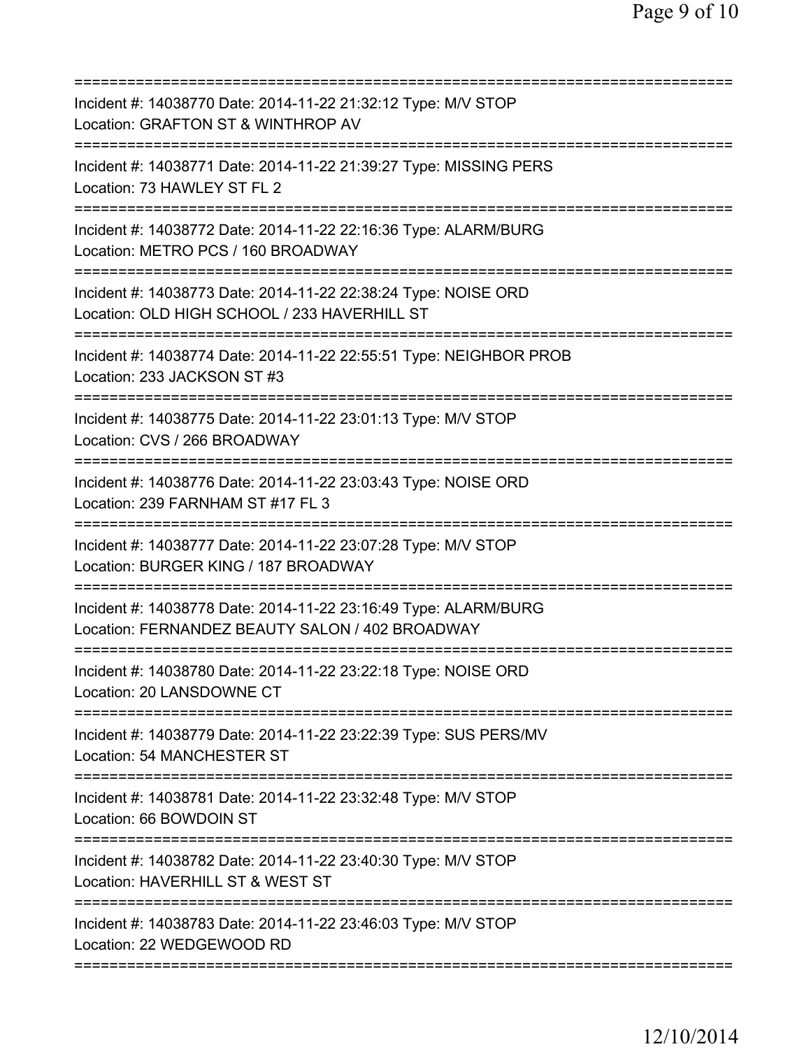===========================================================================
Incident #: 14038770 Date: 2014-11-22 21:32:12 Type: M/V STOP
Location: GRAFTON ST & WINTHROP AV
===========================================================================
Incident #: 14038771 Date: 2014-11-22 21:39:27 Type: MISSING PERS
Location: 73 HAWLEY ST FL 2
===========================================================================
Incident #: 14038772 Date: 2014-11-22 22:16:36 Type: ALARM/BURG
Location: METRO PCS / 160 BROADWAY
===========================================================================
Incident #: 14038773 Date: 2014-11-22 22:38:24 Type: NOISE ORD
Location: OLD HIGH SCHOOL / 233 HAVERHILL ST
===========================================================================
Incident #: 14038774 Date: 2014-11-22 22:55:51 Type: NEIGHBOR PROB
Location: 233 JACKSON ST #3
===========================================================================
Incident #: 14038775 Date: 2014-11-22 23:01:13 Type: M/V STOP
Location: CVS / 266 BROADWAY
===========================================================================
Incident #: 14038776 Date: 2014-11-22 23:03:43 Type: NOISE ORD
Location: 239 FARNHAM ST #17 FL 3
===========================================================================
Incident #: 14038777 Date: 2014-11-22 23:07:28 Type: M/V STOP
Location: BURGER KING / 187 BROADWAY
===========================================================================
Incident #: 14038778 Date: 2014-11-22 23:16:49 Type: ALARM/BURG
Location: FERNANDEZ BEAUTY SALON / 402 BROADWAY
===========================================================================
Incident #: 14038780 Date: 2014-11-22 23:22:18 Type: NOISE ORD
Location: 20 LANSDOWNE CT
===========================================================================
Incident #: 14038779 Date: 2014-11-22 23:22:39 Type: SUS PERS/MV
Location: 54 MANCHESTER ST
===========================================================================
Incident #: 14038781 Date: 2014-11-22 23:32:48 Type: M/V STOP
Location: 66 BOWDOIN ST
===========================================================================
Incident #: 14038782 Date: 2014-11-22 23:40:30 Type: M/V STOP
Location: HAVERHILL ST & WEST ST
===========================================================================
Incident #: 14038783 Date: 2014-11-22 23:46:03 Type: M/V STOP
Location: 22 WEDGEWOOD RD
===========================================================================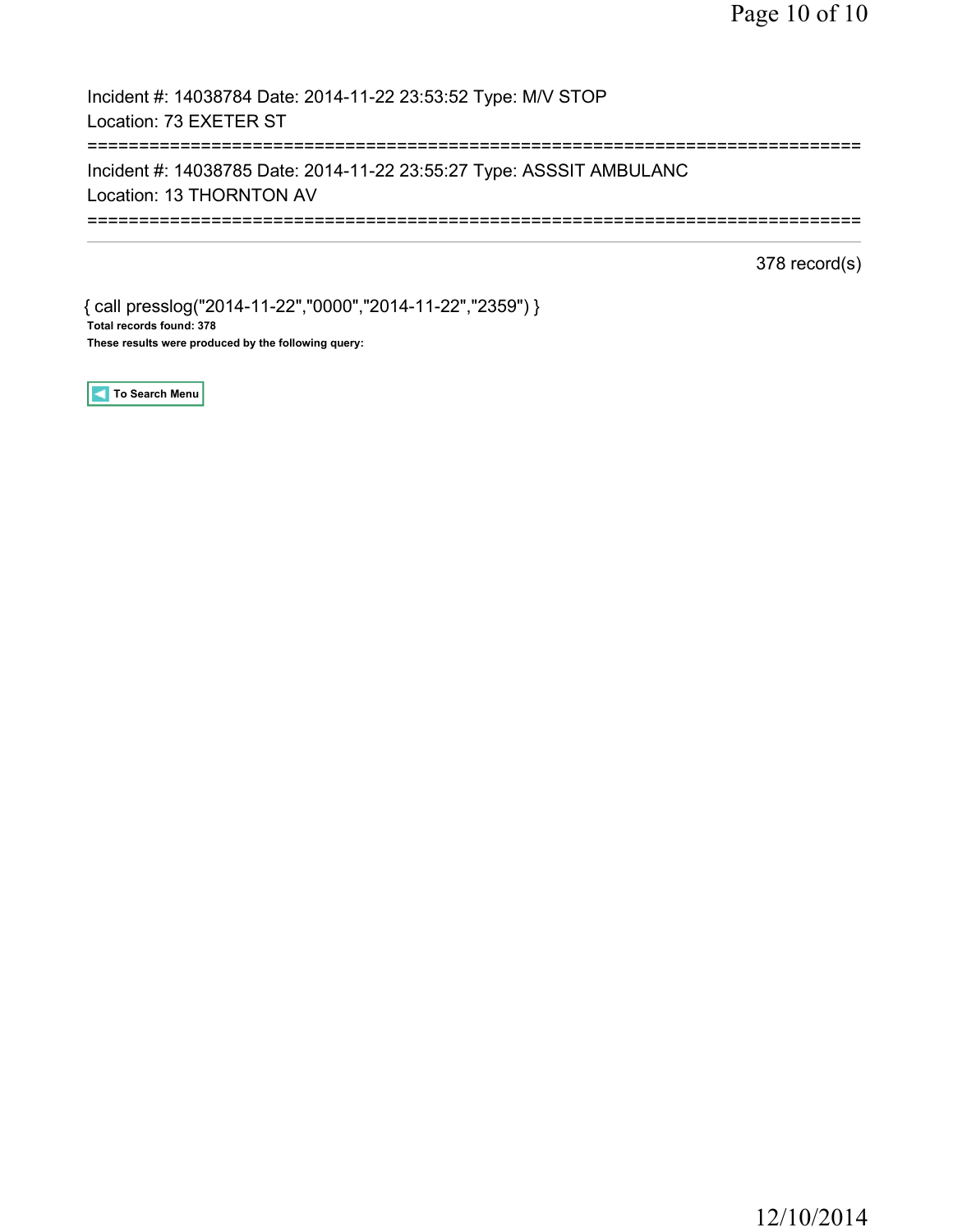Incident #: 14038784 Date: 2014-11-22 23:53:52 Type: M/V STOP
Location: 73 EXETER ST

===========================================================================

Incident #: 14038785 Date: 2014-11-22 23:55:27 Type: ASSSIT AMBULANC
Location: 13 THORNTON AV

===========================================================================

378 record(s)

{ call presslog("2014-11-22","0000","2014-11-22","2359") }

**Total records found: 378**

**These results were produced by the following query:**

**To Search Menu**